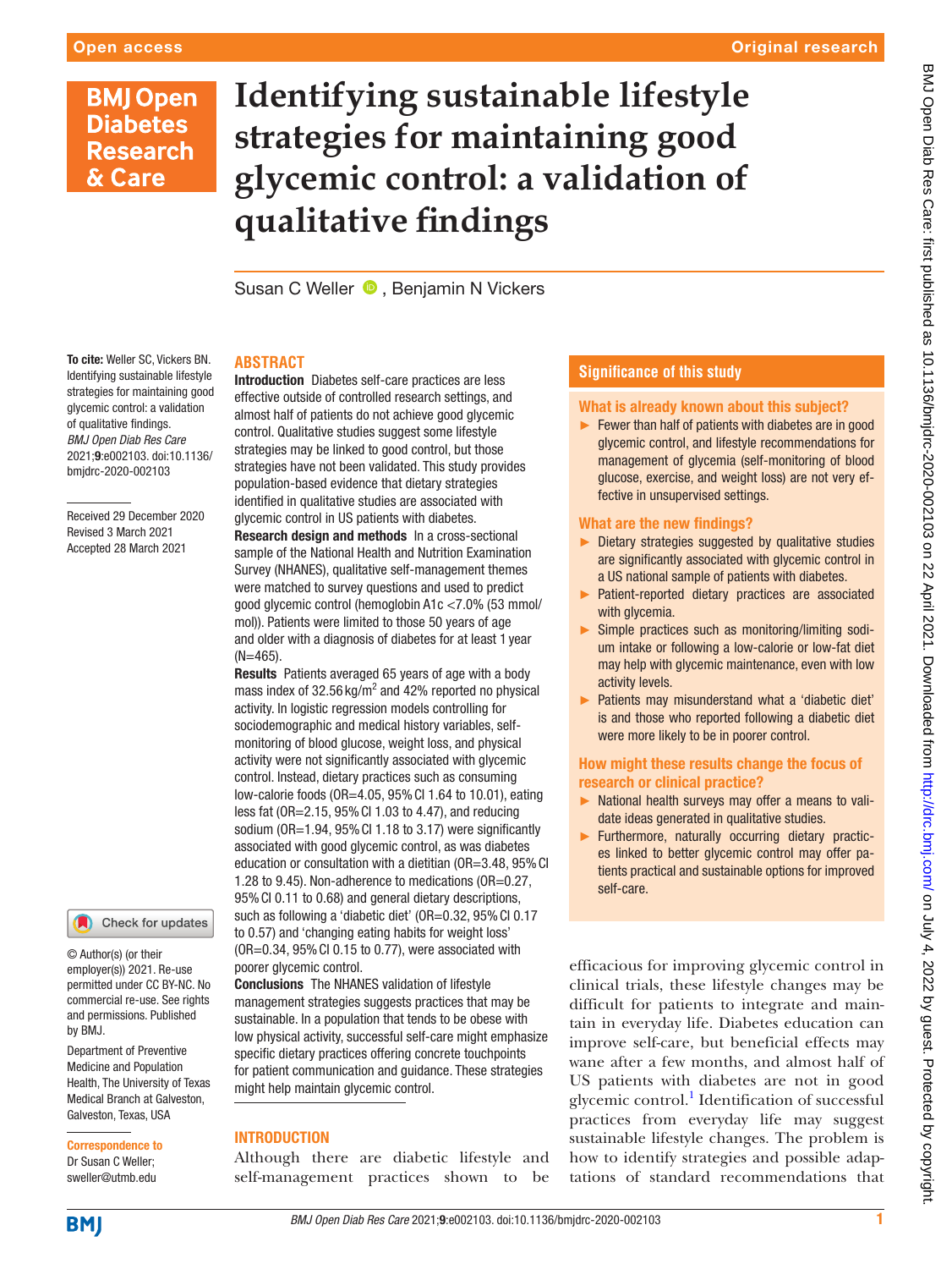Open access

Original research

# Identifying sustainable lifestyle strategies for maintaining good glycemic control: a validation of qualitative findings

Susan C Weller, Benjamin N Vickers

**To cite:** Weller SC, Vickers BN. Identifying sustainable lifestyle strategies for maintaining good glycemic control: a validation of qualitative findings. *BMJ Open Diab Res Care* 2021;**9**:e002103. doi:10.1136/bmjdrc-2020-002103

Received 29 December 2020
Revised 3 March 2021
Accepted 28 March 2021

© Author(s) (or their employer(s)) 2021. Re-use permitted under CC BY-NC. No commercial re-use. See rights and permissions. Published by BMJ.

Department of Preventive Medicine and Population Health, The University of Texas Medical Branch at Galveston, Galveston, Texas, USA

**Correspondence to**
Dr Susan C Weller;
sweller@utmb.edu

## ABSTRACT

**Introduction** Diabetes self-care practices are less effective outside of controlled research settings, and almost half of patients do not achieve good glycemic control. Qualitative studies suggest some lifestyle strategies may be linked to good control, but those strategies have not been validated. This study provides population-based evidence that dietary strategies identified in qualitative studies are associated with glycemic control in US patients with diabetes.

**Research design and methods** In a cross-sectional sample of the National Health and Nutrition Examination Survey (NHANES), qualitative self-management themes were matched to survey questions and used to predict good glycemic control (hemoglobin A1c <7.0% (53 mmol/mol)). Patients were limited to those 50 years of age and older with a diagnosis of diabetes for at least 1 year (N=465).

**Results** Patients averaged 65 years of age with a body mass index of 32.56 $kg/m^2$ and 42% reported no physical activity. In logistic regression models controlling for sociodemographic and medical history variables, self-monitoring of blood glucose, weight loss, and physical activity were not significantly associated with glycemic control. Instead, dietary practices such as consuming low-calorie foods (OR=4.05, 95% CI 1.64 to 10.01), eating less fat (OR=2.15, 95% CI 1.03 to 4.47), and reducing sodium (OR=1.94, 95% CI 1.18 to 3.17) were significantly associated with good glycemic control, as was diabetes education or consultation with a dietitian (OR=3.48, 95% CI 1.28 to 9.45). Non-adherence to medications (OR=0.27, 95% CI 0.11 to 0.68) and general dietary descriptions, such as following a 'diabetic diet' (OR=0.32, 95% CI 0.17 to 0.57) and 'changing eating habits for weight loss' (OR=0.34, 95% CI 0.15 to 0.77), were associated with poorer glycemic control.

**Conclusions** The NHANES validation of lifestyle management strategies suggests practices that may be sustainable. In a population that tends to be obese with low physical activity, successful self-care might emphasize specific dietary practices offering concrete touchpoints for patient communication and guidance. These strategies might help maintain glycemic control.

## Significance of this study

### What is already known about this subject?

- Fewer than half of patients with diabetes are in good glycemic control, and lifestyle recommendations for management of glycemia (self-monitoring of blood glucose, exercise, and weight loss) are not very effective in unsupervised settings.

### What are the new findings?

- Dietary strategies suggested by qualitative studies are significantly associated with glycemic control in a US national sample of patients with diabetes.
- Patient-reported dietary practices are associated with glycemia.
- Simple practices such as monitoring/limiting sodium intake or following a low-calorie or low-fat diet may help with glycemic maintenance, even with low activity levels.
- Patients may misunderstand what a 'diabetic diet' is and those who reported following a diabetic diet were more likely to be in poorer control.

### How might these results change the focus of research or clinical practice?

- National health surveys may offer a means to validate ideas generated in qualitative studies.
- Furthermore, naturally occurring dietary practices linked to better glycemic control may offer patients practical and sustainable options for improved self-care.

## INTRODUCTION

Although there are diabetic lifestyle and self-management practices shown to be efficacious for improving glycemic control in clinical trials, these lifestyle changes may be difficult for patients to integrate and maintain in everyday life. Diabetes education can improve self-care, but beneficial effects may wane after a few months, and almost half of US patients with diabetes are not in good glycemic control.[1] Identification of successful practices from everyday life may suggest sustainable lifestyle changes. The problem is how to identify strategies and possible adaptations of standard recommendations that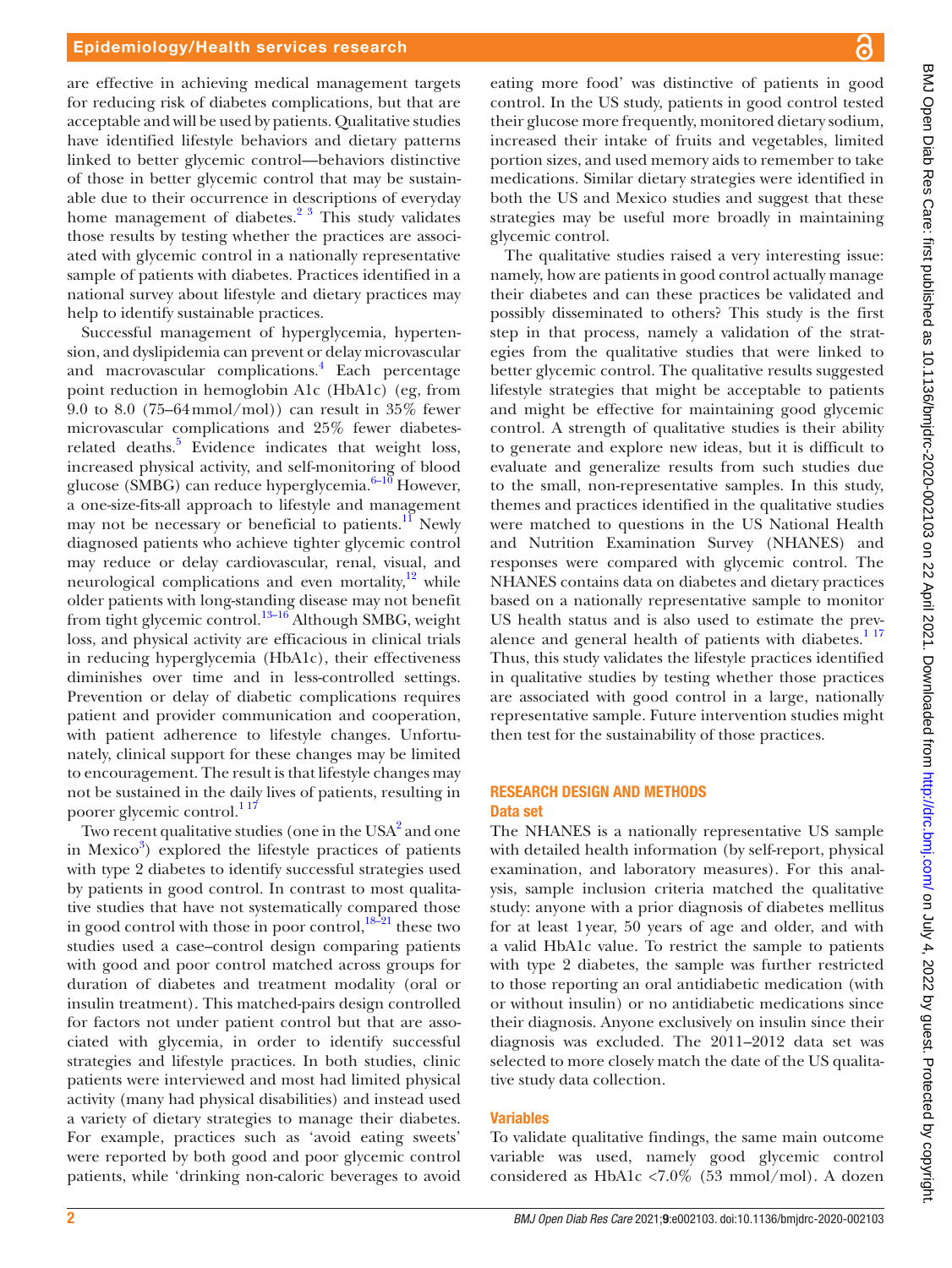are effective in achieving medical management targets for reducing risk of diabetes complications, but that are acceptable and will be used by patients. Qualitative studies have identified lifestyle behaviors and dietary patterns linked to better glycemic control—behaviors distinctive of those in better glycemic control that may be sustainable due to their occurrence in descriptions of everyday home management of diabetes.[2 3] This study validates those results by testing whether the practices are associated with glycemic control in a nationally representative sample of patients with diabetes. Practices identified in a national survey about lifestyle and dietary practices may help to identify sustainable practices.

Successful management of hyperglycemia, hypertension, and dyslipidemia can prevent or delay microvascular and macrovascular complications.[4] Each percentage point reduction in hemoglobin A1c (HbA1c) (eg, from 9.0 to 8.0 (75–64 mmol/mol)) can result in 35% fewer microvascular complications and 25% fewer diabetes-related deaths.[5] Evidence indicates that weight loss, increased physical activity, and self-monitoring of blood glucose (SMBG) can reduce hyperglycemia.[6–10] However, a one-size-fits-all approach to lifestyle and management may not be necessary or beneficial to patients.[11] Newly diagnosed patients who achieve tighter glycemic control may reduce or delay cardiovascular, renal, visual, and neurological complications and even mortality,[12] while older patients with long-standing disease may not benefit from tight glycemic control.[13–16] Although SMBG, weight loss, and physical activity are efficacious in clinical trials in reducing hyperglycemia (HbA1c), their effectiveness diminishes over time and in less-controlled settings. Prevention or delay of diabetic complications requires patient and provider communication and cooperation, with patient adherence to lifestyle changes. Unfortunately, clinical support for these changes may be limited to encouragement. The result is that lifestyle changes may not be sustained in the daily lives of patients, resulting in poorer glycemic control.[1 17]

Two recent qualitative studies (one in the USA[2] and one in Mexico[3]) explored the lifestyle practices of patients with type 2 diabetes to identify successful strategies used by patients in good control. In contrast to most qualitative studies that have not systematically compared those in good control with those in poor control,[18–21] these two studies used a case–control design comparing patients with good and poor control matched across groups for duration of diabetes and treatment modality (oral or insulin treatment). This matched-pairs design controlled for factors not under patient control but that are associated with glycemia, in order to identify successful strategies and lifestyle practices. In both studies, clinic patients were interviewed and most had limited physical activity (many had physical disabilities) and instead used a variety of dietary strategies to manage their diabetes. For example, practices such as 'avoid eating sweets' were reported by both good and poor glycemic control patients, while 'drinking non-caloric beverages to avoid eating more food' was distinctive of patients in good control. In the US study, patients in good control tested their glucose more frequently, monitored dietary sodium, increased their intake of fruits and vegetables, limited portion sizes, and used memory aids to remember to take medications. Similar dietary strategies were identified in both the US and Mexico studies and suggest that these strategies may be useful more broadly in maintaining glycemic control.

The qualitative studies raised a very interesting issue: namely, how are patients in good control actually manage their diabetes and can these practices be validated and possibly disseminated to others? This study is the first step in that process, namely a validation of the strategies from the qualitative studies that were linked to better glycemic control. The qualitative results suggested lifestyle strategies that might be acceptable to patients and might be effective for maintaining good glycemic control. A strength of qualitative studies is their ability to generate and explore new ideas, but it is difficult to evaluate and generalize results from such studies due to the small, non-representative samples. In this study, themes and practices identified in the qualitative studies were matched to questions in the US National Health and Nutrition Examination Survey (NHANES) and responses were compared with glycemic control. The NHANES contains data on diabetes and dietary practices based on a nationally representative sample to monitor US health status and is also used to estimate the prevalence and general health of patients with diabetes.[1 17] Thus, this study validates the lifestyle practices identified in qualitative studies by testing whether those practices are associated with good control in a large, nationally representative sample. Future intervention studies might then test for the sustainability of those practices.

## RESEARCH DESIGN AND METHODS

### Data set

The NHANES is a nationally representative US sample with detailed health information (by self-report, physical examination, and laboratory measures). For this analysis, sample inclusion criteria matched the qualitative study: anyone with a prior diagnosis of diabetes mellitus for at least 1 year, 50 years of age and older, and with a valid HbA1c value. To restrict the sample to patients with type 2 diabetes, the sample was further restricted to those reporting an oral antidiabetic medication (with or without insulin) or no antidiabetic medications since their diagnosis. Anyone exclusively on insulin since their diagnosis was excluded. The 2011–2012 data set was selected to more closely match the date of the US qualitative study data collection.

### Variables

To validate qualitative findings, the same main outcome variable was used, namely good glycemic control considered as HbA1c <7.0% (53 mmol/mol). A dozen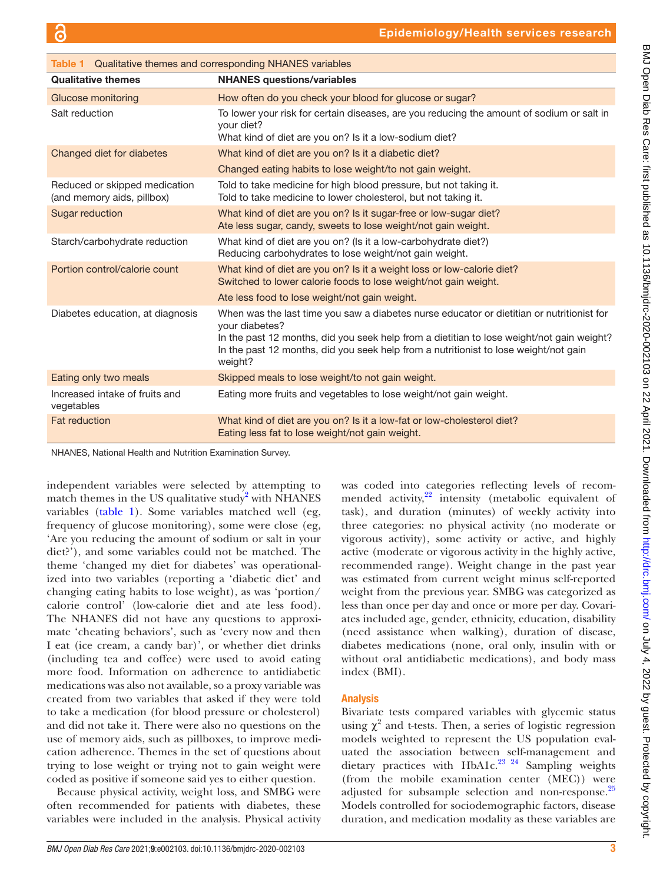**Table 1** Qualitative themes and corresponding NHANES variables

| Qualitative themes | NHANES questions/variables |
|---|---|
| Glucose monitoring | How often do you check your blood for glucose or sugar? |
| Salt reduction | To lower your risk for certain diseases, are you reducing the amount of sodium or salt in your diet?<br>What kind of diet are you on? Is it a low-sodium diet? |
| Changed diet for diabetes | What kind of diet are you on? Is it a diabetic diet?<br>Changed eating habits to lose weight/to not gain weight. |
| Reduced or skipped medication (and memory aids, pillbox) | Told to take medicine for high blood pressure, but not taking it.<br>Told to take medicine to lower cholesterol, but not taking it. |
| Sugar reduction | What kind of diet are you on? Is it sugar-free or low-sugar diet?<br>Ate less sugar, candy, sweets to lose weight/not gain weight. |
| Starch/carbohydrate reduction | What kind of diet are you on? (Is it a low-carbohydrate diet?)<br>Reducing carbohydrates to lose weight/not gain weight. |
| Portion control/calorie count | What kind of diet are you on? Is it a weight loss or low-calorie diet?<br>Switched to lower calorie foods to lose weight/not gain weight.<br>Ate less food to lose weight/not gain weight. |
| Diabetes education, at diagnosis | When was the last time you saw a diabetes nurse educator or dietitian or nutritionist for your diabetes?<br>In the past 12 months, did you seek help from a dietitian to lose weight/not gain weight?<br>In the past 12 months, did you seek help from a nutritionist to lose weight/not gain weight? |
| Eating only two meals | Skipped meals to lose weight/to not gain weight. |
| Increased intake of fruits and vegetables | Eating more fruits and vegetables to lose weight/not gain weight. |
| Fat reduction | What kind of diet are you on? Is it a low-fat or low-cholesterol diet?<br>Eating less fat to lose weight/not gain weight. |

NHANES, National Health and Nutrition Examination Survey.

independent variables were selected by attempting to match themes in the US qualitative study[2] with NHANES variables (table 1). Some variables matched well (eg, frequency of glucose monitoring), some were close (eg, 'Are you reducing the amount of sodium or salt in your diet?'), and some variables could not be matched. The theme 'changed my diet for diabetes' was operationalized into two variables (reporting a 'diabetic diet' and changing eating habits to lose weight), as was 'portion/calorie control' (low-calorie diet and ate less food). The NHANES did not have any questions to approximate 'cheating behaviors', such as 'every now and then I eat (ice cream, a candy bar)', or whether diet drinks (including tea and coffee) were used to avoid eating more food. Information on adherence to antidiabetic medications was also not available, so a proxy variable was created from two variables that asked if they were told to take a medication (for blood pressure or cholesterol) and did not take it. There were also no questions on the use of memory aids, such as pillboxes, to improve medication adherence. Themes in the set of questions about trying to lose weight or trying not to gain weight were coded as positive if someone said yes to either question.

Because physical activity, weight loss, and SMBG were often recommended for patients with diabetes, these variables were included in the analysis. Physical activity was coded into categories reflecting levels of recommended activity,[22] intensity (metabolic equivalent of task), and duration (minutes) of weekly activity into three categories: no physical activity (no moderate or vigorous activity), some activity or active, and highly active (moderate or vigorous activity in the highly active, recommended range). Weight change in the past year was estimated from current weight minus self-reported weight from the previous year. SMBG was categorized as less than once per day and once or more per day. Covariates included age, gender, ethnicity, education, disability (need assistance when walking), duration of disease, diabetes medications (none, oral only, insulin with or without oral antidiabetic medications), and body mass index (BMI).

## Analysis

Bivariate tests compared variables with glycemic status using $\chi^2$ and t-tests. Then, a series of logistic regression models weighted to represent the US population evaluated the association between self-management and dietary practices with HbA1c.[23,24] Sampling weights (from the mobile examination center (MEC)) were adjusted for subsample selection and non-response.[25] Models controlled for sociodemographic factors, disease duration, and medication modality as these variables are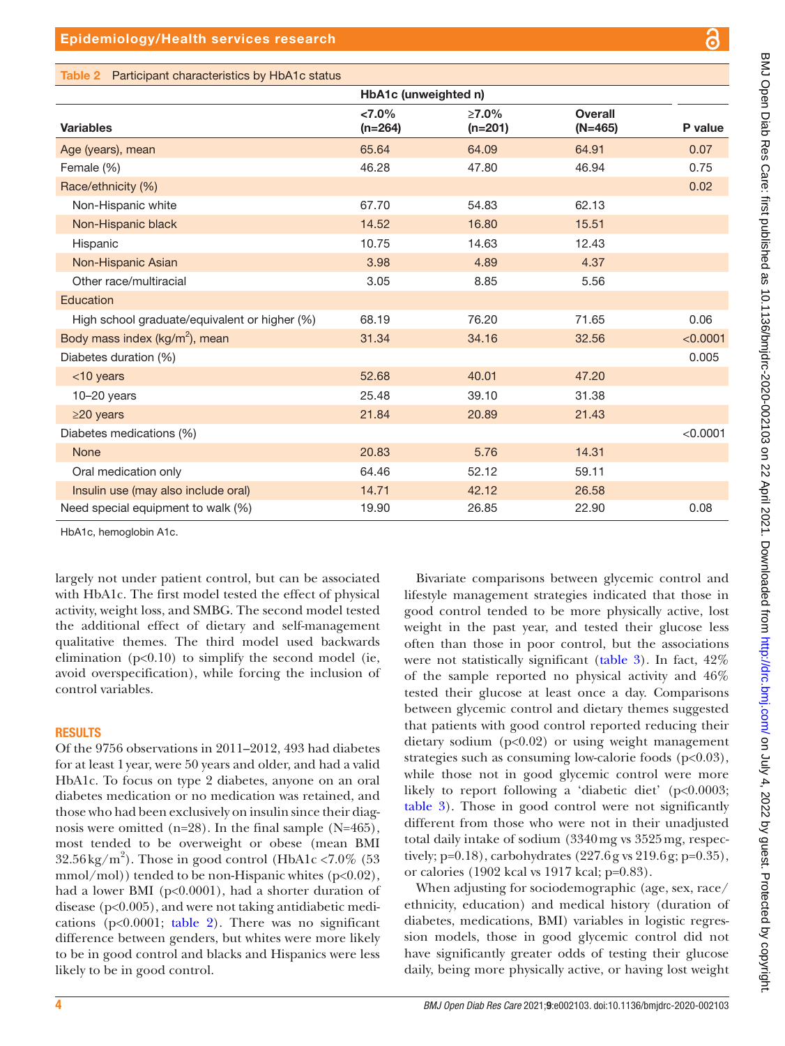**Table 2** Participant characteristics by HbA1c status

| Variables | HbA1c (unweighted n) <7.0% (n=264) | ≥7.0% (n=201) | Overall (N=465) | P value |
|---|---|---|---|---|
| Age (years), mean | 65.64 | 64.09 | 64.91 | 0.07 |
| Female (%) | 46.28 | 47.80 | 46.94 | 0.75 |
| Race/ethnicity (%) | | | | 0.02 |
| Non-Hispanic white | 67.70 | 54.83 | 62.13 | |
| Non-Hispanic black | 14.52 | 16.80 | 15.51 | |
| Hispanic | 10.75 | 14.63 | 12.43 | |
| Non-Hispanic Asian | 3.98 | 4.89 | 4.37 | |
| Other race/multiracial | 3.05 | 8.85 | 5.56 | |
| Education | | | | |
| High school graduate/equivalent or higher (%) | 68.19 | 76.20 | 71.65 | 0.06 |
| Body mass index (kg/m$^2$), mean | 31.34 | 34.16 | 32.56 | <0.0001 |
| Diabetes duration (%) | | | | 0.005 |
| <10 years | 52.68 | 40.01 | 47.20 | |
| 10–20 years | 25.48 | 39.10 | 31.38 | |
| ≥20 years | 21.84 | 20.89 | 21.43 | |
| Diabetes medications (%) | | | | <0.0001 |
| None | 20.83 | 5.76 | 14.31 | |
| Oral medication only | 64.46 | 52.12 | 59.11 | |
| Insulin use (may also include oral) | 14.71 | 42.12 | 26.58 | |
| Need special equipment to walk (%) | 19.90 | 26.85 | 22.90 | 0.08 |

HbA1c, hemoglobin A1c.

largely not under patient control, but can be associated with HbA1c. The first model tested the effect of physical activity, weight loss, and SMBG. The second model tested the additional effect of dietary and self-management qualitative themes. The third model used backwards elimination (p<0.10) to simplify the second model (ie, avoid overspecification), while forcing the inclusion of control variables.

## RESULTS

Of the 9756 observations in 2011–2012, 493 had diabetes for at least 1 year, were 50 years and older, and had a valid HbA1c. To focus on type 2 diabetes, anyone on an oral diabetes medication or no medication was retained, and those who had been exclusively on insulin since their diagnosis were omitted (n=28). In the final sample (N=465), most tended to be overweight or obese (mean BMI 32.56 kg/m$^2$). Those in good control (HbA1c <7.0% (53 mmol/mol)) tended to be non-Hispanic whites (p<0.02), had a lower BMI (p<0.0001), had a shorter duration of disease (p<0.005), and were not taking antidiabetic medications (p<0.0001; table 2). There was no significant difference between genders, but whites were more likely to be in good control and blacks and Hispanics were less likely to be in good control.

Bivariate comparisons between glycemic control and lifestyle management strategies indicated that those in good control tended to be more physically active, lost weight in the past year, and tested their glucose less often than those in poor control, but the associations were not statistically significant (table 3). In fact, 42% of the sample reported no physical activity and 46% tested their glucose at least once a day. Comparisons between glycemic control and dietary themes suggested that patients with good control reported reducing their dietary sodium (p<0.02) or using weight management strategies such as consuming low-calorie foods (p<0.03), while those not in good glycemic control were more likely to report following a 'diabetic diet' (p<0.0003; table 3). Those in good control were not significantly different from those who were not in their unadjusted total daily intake of sodium (3340 mg vs 3525 mg, respectively; p=0.18), carbohydrates (227.6 g vs 219.6 g; p=0.35), or calories (1902 kcal vs 1917 kcal; p=0.83).

When adjusting for sociodemographic (age, sex, race/ethnicity, education) and medical history (duration of diabetes, medications, BMI) variables in logistic regression models, those in good glycemic control did not have significantly greater odds of testing their glucose daily, being more physically active, or having lost weight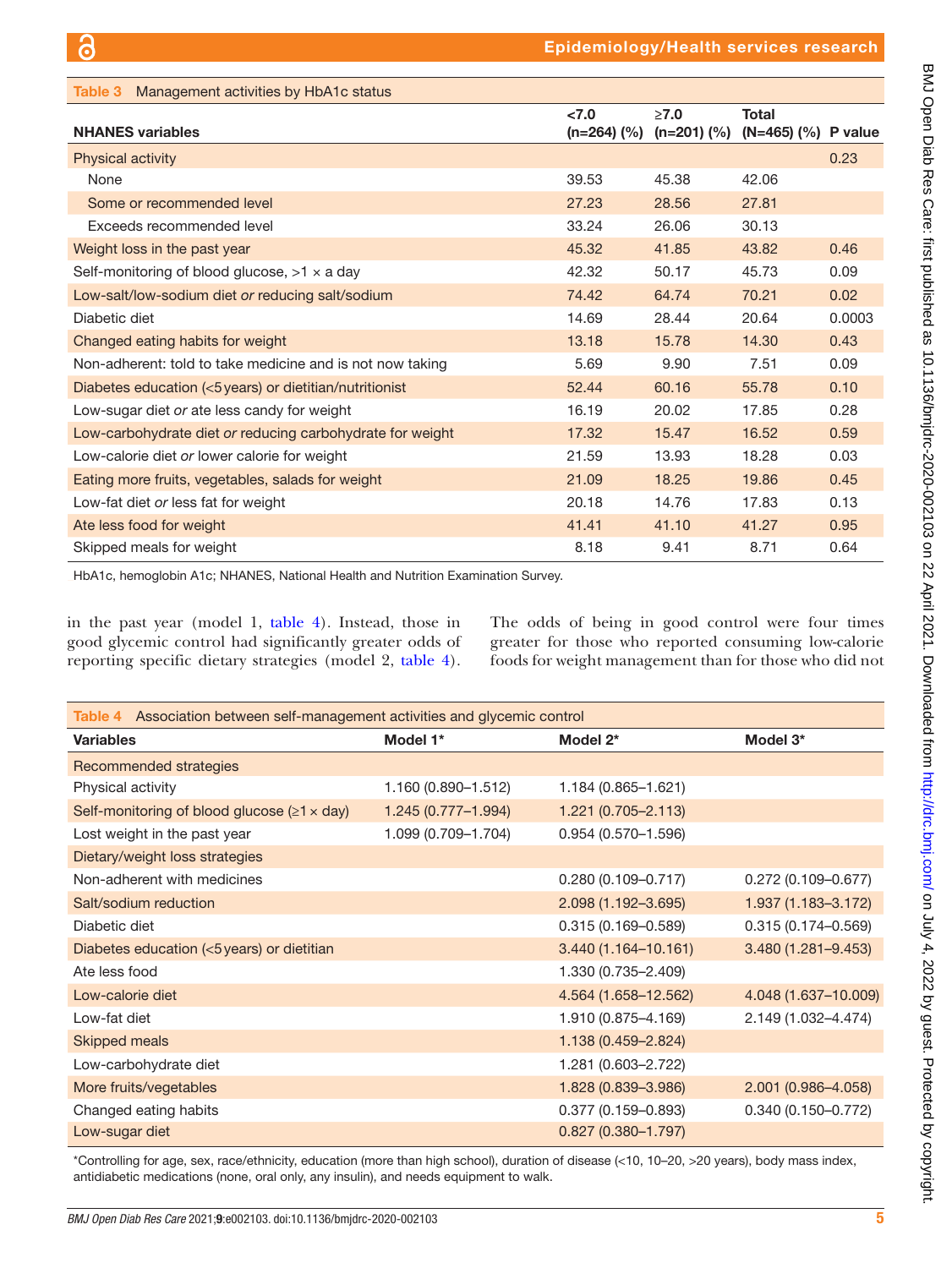**Table 3** Management activities by HbA1c status

| NHANES variables | <7.0 (n=264) (%) | ≥7.0 (n=201) (%) | Total (N=465) (%) | P value |
|---|---|---|---|---|
| Physical activity | | | | 0.23 |
| None | 39.53 | 45.38 | 42.06 | |
| Some or recommended level | 27.23 | 28.56 | 27.81 | |
| Exceeds recommended level | 33.24 | 26.06 | 30.13 | |
| Weight loss in the past year | 45.32 | 41.85 | 43.82 | 0.46 |
| Self-monitoring of blood glucose, >1 × a day | 42.32 | 50.17 | 45.73 | 0.09 |
| Low-salt/low-sodium diet *or* reducing salt/sodium | 74.42 | 64.74 | 70.21 | 0.02 |
| Diabetic diet | 14.69 | 28.44 | 20.64 | 0.0003 |
| Changed eating habits for weight | 13.18 | 15.78 | 14.30 | 0.43 |
| Non-adherent: told to take medicine and is not now taking | 5.69 | 9.90 | 7.51 | 0.09 |
| Diabetes education (<5 years) or dietitian/nutritionist | 52.44 | 60.16 | 55.78 | 0.10 |
| Low-sugar diet *or* ate less candy for weight | 16.19 | 20.02 | 17.85 | 0.28 |
| Low-carbohydrate diet *or* reducing carbohydrate for weight | 17.32 | 15.47 | 16.52 | 0.59 |
| Low-calorie diet *or* lower calorie for weight | 21.59 | 13.93 | 18.28 | 0.03 |
| Eating more fruits, vegetables, salads for weight | 21.09 | 18.25 | 19.86 | 0.45 |
| Low-fat diet *or* less fat for weight | 20.18 | 14.76 | 17.83 | 0.13 |
| Ate less food for weight | 41.41 | 41.10 | 41.27 | 0.95 |
| Skipped meals for weight | 8.18 | 9.41 | 8.71 | 0.64 |

HbA1c, hemoglobin A1c; NHANES, National Health and Nutrition Examination Survey.

in the past year (model 1, table 4). Instead, those in good glycemic control had significantly greater odds of reporting specific dietary strategies (model 2, table 4). The odds of being in good control were four times greater for those who reported consuming low-calorie foods for weight management than for those who did not

**Table 4** Association between self-management activities and glycemic control

| Variables | Model 1* | Model 2* | Model 3* |
|---|---|---|---|
| Recommended strategies | | | |
| Physical activity | 1.160 (0.890–1.512) | 1.184 (0.865–1.621) | |
| Self-monitoring of blood glucose (≥1 × day) | 1.245 (0.777–1.994) | 1.221 (0.705–2.113) | |
| Lost weight in the past year | 1.099 (0.709–1.704) | 0.954 (0.570–1.596) | |
| Dietary/weight loss strategies | | | |
| Non-adherent with medicines | | 0.280 (0.109–0.717) | 0.272 (0.109–0.677) |
| Salt/sodium reduction | | 2.098 (1.192–3.695) | 1.937 (1.183–3.172) |
| Diabetic diet | | 0.315 (0.169–0.589) | 0.315 (0.174–0.569) |
| Diabetes education (<5 years) or dietitian | | 3.440 (1.164–10.161) | 3.480 (1.281–9.453) |
| Ate less food | | 1.330 (0.735–2.409) | |
| Low-calorie diet | | 4.564 (1.658–12.562) | 4.048 (1.637–10.009) |
| Low-fat diet | | 1.910 (0.875–4.169) | 2.149 (1.032–4.474) |
| Skipped meals | | 1.138 (0.459–2.824) | |
| Low-carbohydrate diet | | 1.281 (0.603–2.722) | |
| More fruits/vegetables | | 1.828 (0.839–3.986) | 2.001 (0.986–4.058) |
| Changed eating habits | | 0.377 (0.159–0.893) | 0.340 (0.150–0.772) |
| Low-sugar diet | | 0.827 (0.380–1.797) | |

*Controlling for age, sex, race/ethnicity, education (more than high school), duration of disease (<10, 10–20, >20 years), body mass index, antidiabetic medications (none, oral only, any insulin), and needs equipment to walk.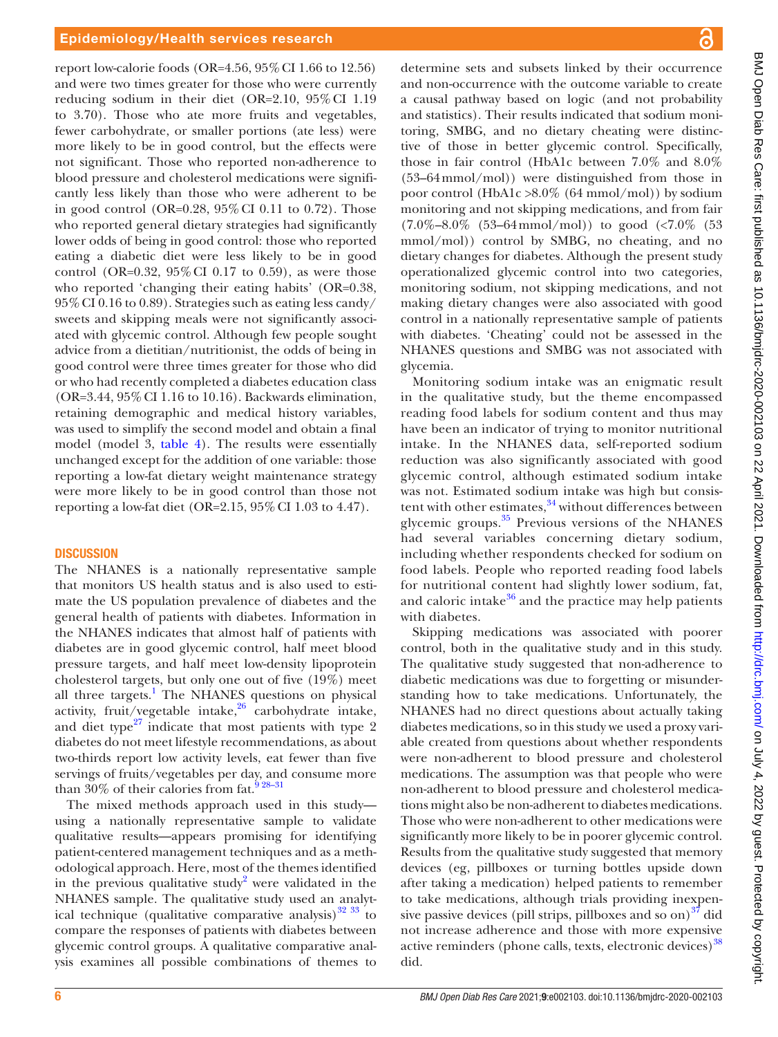report low-calorie foods (OR=4.56, 95% CI 1.66 to 12.56) and were two times greater for those who were currently reducing sodium in their diet (OR=2.10, 95% CI 1.19 to 3.70). Those who ate more fruits and vegetables, fewer carbohydrate, or smaller portions (ate less) were more likely to be in good control, but the effects were not significant. Those who reported non-adherence to blood pressure and cholesterol medications were significantly less likely than those who were adherent to be in good control (OR=0.28, 95% CI 0.11 to 0.72). Those who reported general dietary strategies had significantly lower odds of being in good control: those who reported eating a diabetic diet were less likely to be in good control (OR=0.32, 95% CI 0.17 to 0.59), as were those who reported 'changing their eating habits' (OR=0.38, 95% CI 0.16 to 0.89). Strategies such as eating less candy/sweets and skipping meals were not significantly associated with glycemic control. Although few people sought advice from a dietitian/nutritionist, the odds of being in good control were three times greater for those who did or who had recently completed a diabetes education class (OR=3.44, 95% CI 1.16 to 10.16). Backwards elimination, retaining demographic and medical history variables, was used to simplify the second model and obtain a final model (model 3, table 4). The results were essentially unchanged except for the addition of one variable: those reporting a low-fat dietary weight maintenance strategy were more likely to be in good control than those not reporting a low-fat diet (OR=2.15, 95% CI 1.03 to 4.47).

## DISCUSSION

The NHANES is a nationally representative sample that monitors US health status and is also used to estimate the US population prevalence of diabetes and the general health of patients with diabetes. Information in the NHANES indicates that almost half of patients with diabetes are in good glycemic control, half meet blood pressure targets, and half meet low-density lipoprotein cholesterol targets, but only one out of five (19%) meet all three targets.[1] The NHANES questions on physical activity, fruit/vegetable intake,[26] carbohydrate intake, and diet type[27] indicate that most patients with type 2 diabetes do not meet lifestyle recommendations, as about two-thirds report low activity levels, eat fewer than five servings of fruits/vegetables per day, and consume more than 30% of their calories from fat.[9 28–31]

The mixed methods approach used in this study—using a nationally representative sample to validate qualitative results—appears promising for identifying patient-centered management techniques and as a methodological approach. Here, most of the themes identified in the previous qualitative study[2] were validated in the NHANES sample. The qualitative study used an analytical technique (qualitative comparative analysis)[32 33] to compare the responses of patients with diabetes between glycemic control groups. A qualitative comparative analysis examines all possible combinations of themes to determine sets and subsets linked by their occurrence and non-occurrence with the outcome variable to create a causal pathway based on logic (and not probability and statistics). Their results indicated that sodium monitoring, SMBG, and no dietary cheating were distinctive of those in better glycemic control. Specifically, those in fair control (HbA1c between 7.0% and 8.0% (53–64 mmol/mol)) were distinguished from those in poor control (HbA1c >8.0% (64 mmol/mol)) by sodium monitoring and not skipping medications, and from fair (7.0%–8.0% (53–64 mmol/mol)) to good (<7.0% (53 mmol/mol)) control by SMBG, no cheating, and no dietary changes for diabetes. Although the present study operationalized glycemic control into two categories, monitoring sodium, not skipping medications, and not making dietary changes were also associated with good control in a nationally representative sample of patients with diabetes. 'Cheating' could not be assessed in the NHANES questions and SMBG was not associated with glycemia.

Monitoring sodium intake was an enigmatic result in the qualitative study, but the theme encompassed reading food labels for sodium content and thus may have been an indicator of trying to monitor nutritional intake. In the NHANES data, self-reported sodium reduction was also significantly associated with good glycemic control, although estimated sodium intake was not. Estimated sodium intake was high but consistent with other estimates,[34] without differences between glycemic groups.[35] Previous versions of the NHANES had several variables concerning dietary sodium, including whether respondents checked for sodium on food labels. People who reported reading food labels for nutritional content had slightly lower sodium, fat, and caloric intake[36] and the practice may help patients with diabetes.

Skipping medications was associated with poorer control, both in the qualitative study and in this study. The qualitative study suggested that non-adherence to diabetic medications was due to forgetting or misunderstanding how to take medications. Unfortunately, the NHANES had no direct questions about actually taking diabetes medications, so in this study we used a proxy variable created from questions about whether respondents were non-adherent to blood pressure and cholesterol medications. The assumption was that people who were non-adherent to blood pressure and cholesterol medications might also be non-adherent to diabetes medications. Those who were non-adherent to other medications were significantly more likely to be in poorer glycemic control. Results from the qualitative study suggested that memory devices (eg, pillboxes or turning bottles upside down after taking a medication) helped patients to remember to take medications, although trials providing inexpensive passive devices (pill strips, pillboxes and so on)[37] did not increase adherence and those with more expensive active reminders (phone calls, texts, electronic devices)[38] did.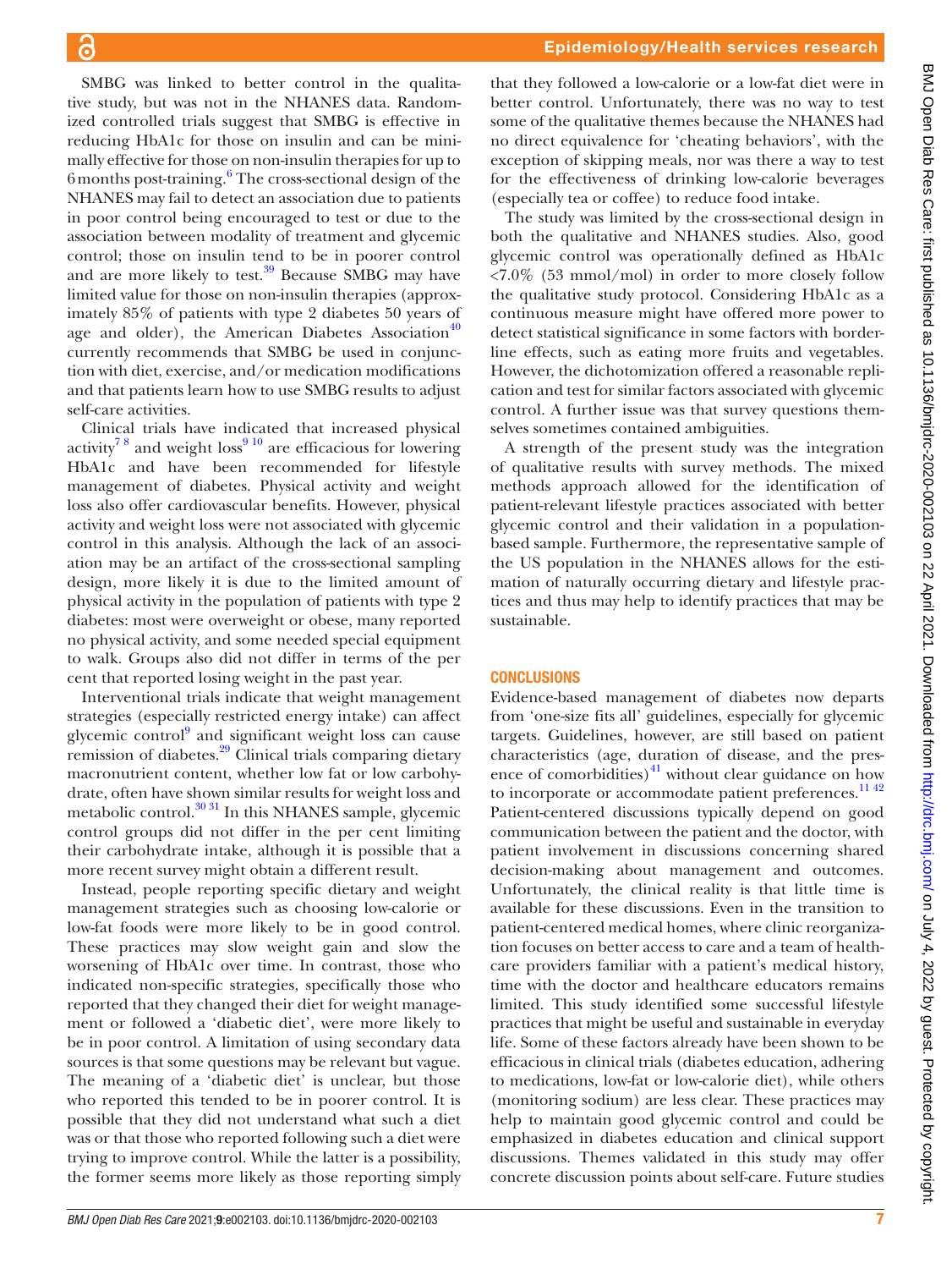SMBG was linked to better control in the qualitative study, but was not in the NHANES data. Randomized controlled trials suggest that SMBG is effective in reducing HbA1c for those on insulin and can be minimally effective for those on non-insulin therapies for up to 6 months post-training.[6] The cross-sectional design of the NHANES may fail to detect an association due to patients in poor control being encouraged to test or due to the association between modality of treatment and glycemic control; those on insulin tend to be in poorer control and are more likely to test.[39] Because SMBG may have limited value for those on non-insulin therapies (approximately 85% of patients with type 2 diabetes 50 years of age and older), the American Diabetes Association[40] currently recommends that SMBG be used in conjunction with diet, exercise, and/or medication modifications and that patients learn how to use SMBG results to adjust self-care activities.

Clinical trials have indicated that increased physical activity[7,8] and weight loss[9,10] are efficacious for lowering HbA1c and have been recommended for lifestyle management of diabetes. Physical activity and weight loss also offer cardiovascular benefits. However, physical activity and weight loss were not associated with glycemic control in this analysis. Although the lack of an association may be an artifact of the cross-sectional sampling design, more likely it is due to the limited amount of physical activity in the population of patients with type 2 diabetes: most were overweight or obese, many reported no physical activity, and some needed special equipment to walk. Groups also did not differ in terms of the per cent that reported losing weight in the past year.

Interventional trials indicate that weight management strategies (especially restricted energy intake) can affect glycemic control[9] and significant weight loss can cause remission of diabetes.[29] Clinical trials comparing dietary macronutrient content, whether low fat or low carbohydrate, often have shown similar results for weight loss and metabolic control.[30,31] In this NHANES sample, glycemic control groups did not differ in the per cent limiting their carbohydrate intake, although it is possible that a more recent survey might obtain a different result.

Instead, people reporting specific dietary and weight management strategies such as choosing low-calorie or low-fat foods were more likely to be in good control. These practices may slow weight gain and slow the worsening of HbA1c over time. In contrast, those who indicated non-specific strategies, specifically those who reported that they changed their diet for weight management or followed a 'diabetic diet', were more likely to be in poor control. A limitation of using secondary data sources is that some questions may be relevant but vague. The meaning of a 'diabetic diet' is unclear, but those who reported this tended to be in poorer control. It is possible that they did not understand what such a diet was or that those who reported following such a diet were trying to improve control. While the latter is a possibility, the former seems more likely as those reporting simply that they followed a low-calorie or a low-fat diet were in better control. Unfortunately, there was no way to test some of the qualitative themes because the NHANES had no direct equivalence for 'cheating behaviors', with the exception of skipping meals, nor was there a way to test for the effectiveness of drinking low-calorie beverages (especially tea or coffee) to reduce food intake.

The study was limited by the cross-sectional design in both the qualitative and NHANES studies. Also, good glycemic control was operationally defined as HbA1c <7.0% (53 mmol/mol) in order to more closely follow the qualitative study protocol. Considering HbA1c as a continuous measure might have offered more power to detect statistical significance in some factors with borderline effects, such as eating more fruits and vegetables. However, the dichotomization offered a reasonable replication and test for similar factors associated with glycemic control. A further issue was that survey questions themselves sometimes contained ambiguities.

A strength of the present study was the integration of qualitative results with survey methods. The mixed methods approach allowed for the identification of patient-relevant lifestyle practices associated with better glycemic control and their validation in a population-based sample. Furthermore, the representative sample of the US population in the NHANES allows for the estimation of naturally occurring dietary and lifestyle practices and thus may help to identify practices that may be sustainable.

## CONCLUSIONS

Evidence-based management of diabetes now departs from 'one-size fits all' guidelines, especially for glycemic targets. Guidelines, however, are still based on patient characteristics (age, duration of disease, and the presence of comorbidities)[41] without clear guidance on how to incorporate or accommodate patient preferences.[11,42] Patient-centered discussions typically depend on good communication between the patient and the doctor, with patient involvement in discussions concerning shared decision-making about management and outcomes. Unfortunately, the clinical reality is that little time is available for these discussions. Even in the transition to patient-centered medical homes, where clinic reorganization focuses on better access to care and a team of healthcare providers familiar with a patient's medical history, time with the doctor and healthcare educators remains limited. This study identified some successful lifestyle practices that might be useful and sustainable in everyday life. Some of these factors already have been shown to be efficacious in clinical trials (diabetes education, adhering to medications, low-fat or low-calorie diet), while others (monitoring sodium) are less clear. These practices may help to maintain good glycemic control and could be emphasized in diabetes education and clinical support discussions. Themes validated in this study may offer concrete discussion points about self-care. Future studies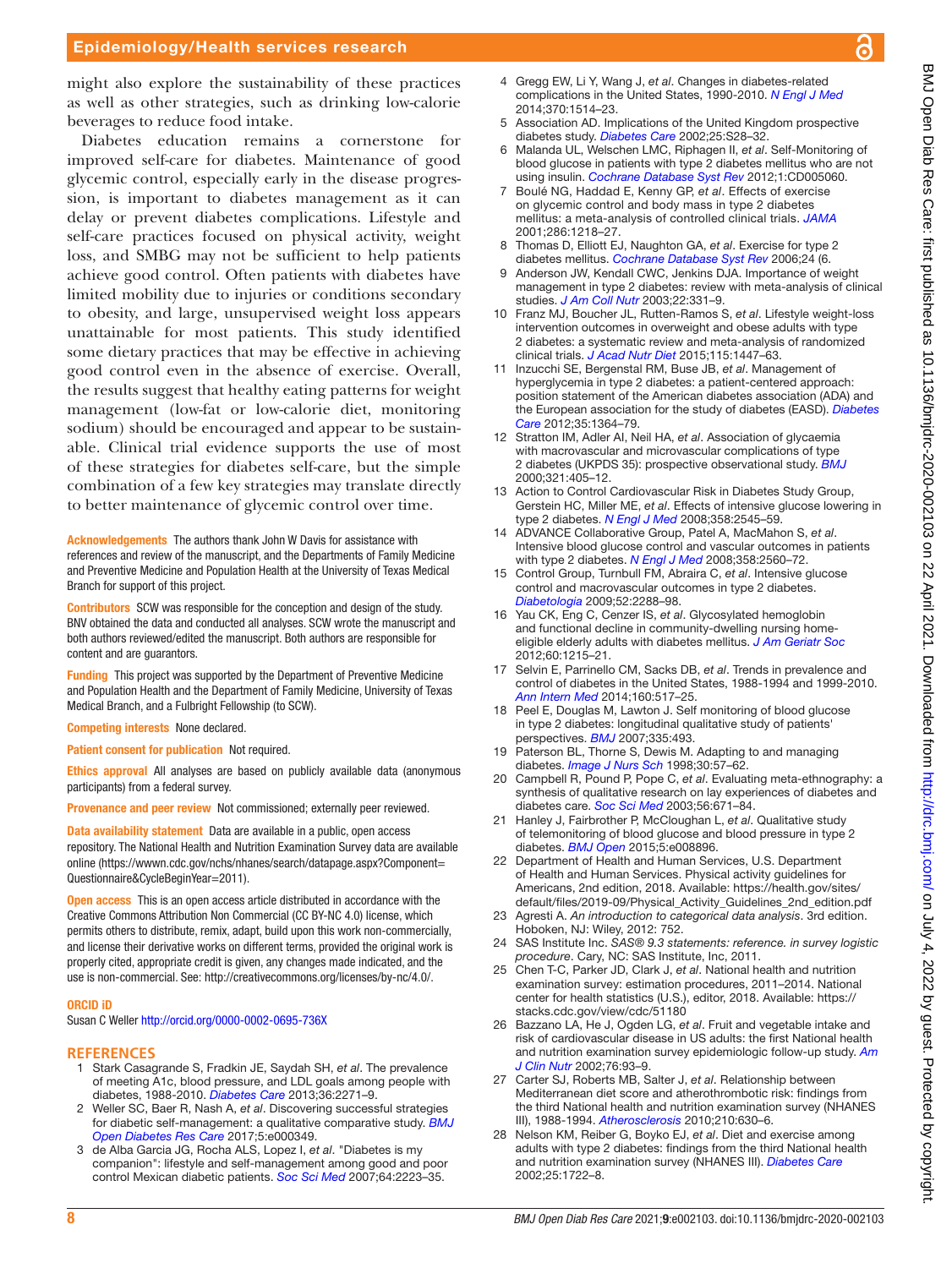might also explore the sustainability of these practices as well as other strategies, such as drinking low-calorie beverages to reduce food intake.

Diabetes education remains a cornerstone for improved self-care for diabetes. Maintenance of good glycemic control, especially early in the disease progression, is important to diabetes management as it can delay or prevent diabetes complications. Lifestyle and self-care practices focused on physical activity, weight loss, and SMBG may not be sufficient to help patients achieve good control. Often patients with diabetes have limited mobility due to injuries or conditions secondary to obesity, and large, unsupervised weight loss appears unattainable for most patients. This study identified some dietary practices that may be effective in achieving good control even in the absence of exercise. Overall, the results suggest that healthy eating patterns for weight management (low-fat or low-calorie diet, monitoring sodium) should be encouraged and appear to be sustainable. Clinical trial evidence supports the use of most of these strategies for diabetes self-care, but the simple combination of a few key strategies may translate directly to better maintenance of glycemic control over time.

**Acknowledgements** The authors thank John W Davis for assistance with references and review of the manuscript, and the Departments of Family Medicine and Preventive Medicine and Population Health at the University of Texas Medical Branch for support of this project.

**Contributors** SCW was responsible for the conception and design of the study. BNV obtained the data and conducted all analyses. SCW wrote the manuscript and both authors reviewed/edited the manuscript. Both authors are responsible for content and are guarantors.

**Funding** This project was supported by the Department of Preventive Medicine and Population Health and the Department of Family Medicine, University of Texas Medical Branch, and a Fulbright Fellowship (to SCW).

**Competing interests** None declared.

**Patient consent for publication** Not required.

**Ethics approval** All analyses are based on publicly available data (anonymous participants) from a federal survey.

**Provenance and peer review** Not commissioned; externally peer reviewed.

**Data availability statement** Data are available in a public, open access repository. The National Health and Nutrition Examination Survey data are available online (https://wwwn.cdc.gov/nchs/nhanes/search/datapage.aspx?Component=Questionnaire&CycleBeginYear=2011).

**Open access** This is an open access article distributed in accordance with the Creative Commons Attribution Non Commercial (CC BY-NC 4.0) license, which permits others to distribute, remix, adapt, build upon this work non-commercially, and license their derivative works on different terms, provided the original work is properly cited, appropriate credit is given, any changes made indicated, and the use is non-commercial. See: http://creativecommons.org/licenses/by-nc/4.0/.

**ORCID iD**

Susan C Weller http://orcid.org/0000-0002-0695-736X

## REFERENCES

1. Stark Casagrande S, Fradkin JE, Saydah SH, *et al*. The prevalence of meeting A1c, blood pressure, and LDL goals among people with diabetes, 1988-2010. *Diabetes Care* 2013;36:2271–9.
2. Weller SC, Baer R, Nash A, *et al*. Discovering successful strategies for diabetic self-management: a qualitative comparative study. *BMJ Open Diabetes Res Care* 2017;5:e000349.
3. de Alba Garcia JG, Rocha ALS, Lopez I, *et al*. "Diabetes is my companion": lifestyle and self-management among good and poor control Mexican diabetic patients. *Soc Sci Med* 2007;64:2223–35.
4. Gregg EW, Li Y, Wang J, *et al*. Changes in diabetes-related complications in the United States, 1990-2010. *N Engl J Med* 2014;370:1514–23.
5. Association AD. Implications of the United Kingdom prospective diabetes study. *Diabetes Care* 2002;25:S28–32.
6. Malanda UL, Welschen LMC, Riphagen II, *et al*. Self-Monitoring of blood glucose in patients with type 2 diabetes mellitus who are not using insulin. *Cochrane Database Syst Rev* 2012;1:CD005060.
7. Boulé NG, Haddad E, Kenny GP, *et al*. Effects of exercise on glycemic control and body mass in type 2 diabetes mellitus: a meta-analysis of controlled clinical trials. *JAMA* 2001;286:1218–27.
8. Thomas D, Elliott EJ, Naughton GA, *et al*. Exercise for type 2 diabetes mellitus. *Cochrane Database Syst Rev* 2006;24 (6.
9. Anderson JW, Kendall CWC, Jenkins DJA. Importance of weight management in type 2 diabetes: review with meta-analysis of clinical studies. *J Am Coll Nutr* 2003;22:331–9.
10. Franz MJ, Boucher JL, Rutten-Ramos S, *et al*. Lifestyle weight-loss intervention outcomes in overweight and obese adults with type 2 diabetes: a systematic review and meta-analysis of randomized clinical trials. *J Acad Nutr Diet* 2015;115:1447–63.
11. Inzucchi SE, Bergenstal RM, Buse JB, *et al*. Management of hyperglycemia in type 2 diabetes: a patient-centered approach: position statement of the American diabetes association (ADA) and the European association for the study of diabetes (EASD). *Diabetes Care* 2012;35:1364–79.
12. Stratton IM, Adler AI, Neil HA, *et al*. Association of glycaemia with macrovascular and microvascular complications of type 2 diabetes (UKPDS 35): prospective observational study. *BMJ* 2000;321:405–12.
13. Action to Control Cardiovascular Risk in Diabetes Study Group, Gerstein HC, Miller ME, *et al*. Effects of intensive glucose lowering in type 2 diabetes. *N Engl J Med* 2008;358:2545–59.
14. ADVANCE Collaborative Group, Patel A, MacMahon S, *et al*. Intensive blood glucose control and vascular outcomes in patients with type 2 diabetes. *N Engl J Med* 2008;358:2560–72.
15. Control Group, Turnbull FM, Abraira C, *et al*. Intensive glucose control and macrovascular outcomes in type 2 diabetes. *Diabetologia* 2009;52:2288–98.
16. Yau CK, Eng C, Cenzer IS, *et al*. Glycosylated hemoglobin and functional decline in community-dwelling nursing home-eligible elderly adults with diabetes mellitus. *J Am Geriatr Soc* 2012;60:1215–21.
17. Selvin E, Parrinello CM, Sacks DB, *et al*. Trends in prevalence and control of diabetes in the United States, 1988-1994 and 1999-2010. *Ann Intern Med* 2014;160:517–25.
18. Peel E, Douglas M, Lawton J. Self monitoring of blood glucose in type 2 diabetes: longitudinal qualitative study of patients' perspectives. *BMJ* 2007;335:493.
19. Paterson BL, Thorne S, Dewis M. Adapting to and managing diabetes. *Image J Nurs Sch* 1998;30:57–62.
20. Campbell R, Pound P, Pope C, *et al*. Evaluating meta-ethnography: a synthesis of qualitative research on lay experiences of diabetes and diabetes care. *Soc Sci Med* 2003;56:671–84.
21. Hanley J, Fairbrother P, McCloughan L, *et al*. Qualitative study of telemonitoring of blood glucose and blood pressure in type 2 diabetes. *BMJ Open* 2015;5:e008896.
22. Department of Health and Human Services, U.S. Department of Health and Human Services. Physical activity guidelines for Americans, 2nd edition, 2018. Available: https://health.gov/sites/default/files/2019-09/Physical_Activity_Guidelines_2nd_edition.pdf
23. Agresti A. *An introduction to categorical data analysis*. 3rd edition. Hoboken, NJ: Wiley, 2012: 752.
24. SAS Institute Inc. *SAS® 9.3 statements: reference. in survey logistic procedure*. Cary, NC: SAS Institute, Inc, 2011.
25. Chen T-C, Parker JD, Clark J, *et al*. National health and nutrition examination survey: estimation procedures, 2011–2014. National center for health statistics (U.S.), editor, 2018. Available: https://stacks.cdc.gov/view/cdc/51180
26. Bazzano LA, He J, Ogden LG, *et al*. Fruit and vegetable intake and risk of cardiovascular disease in US adults: the first National health and nutrition examination survey epidemiologic follow-up study. *Am J Clin Nutr* 2002;76:93–9.
27. Carter SJ, Roberts MB, Salter J, *et al*. Relationship between Mediterranean diet score and atherothrombotic risk: findings from the third National health and nutrition examination survey (NHANES III), 1988-1994. *Atherosclerosis* 2010;210:630–6.
28. Nelson KM, Reiber G, Boyko EJ, *et al*. Diet and exercise among adults with type 2 diabetes: findings from the third National health and nutrition examination survey (NHANES III). *Diabetes Care* 2002;25:1722–8.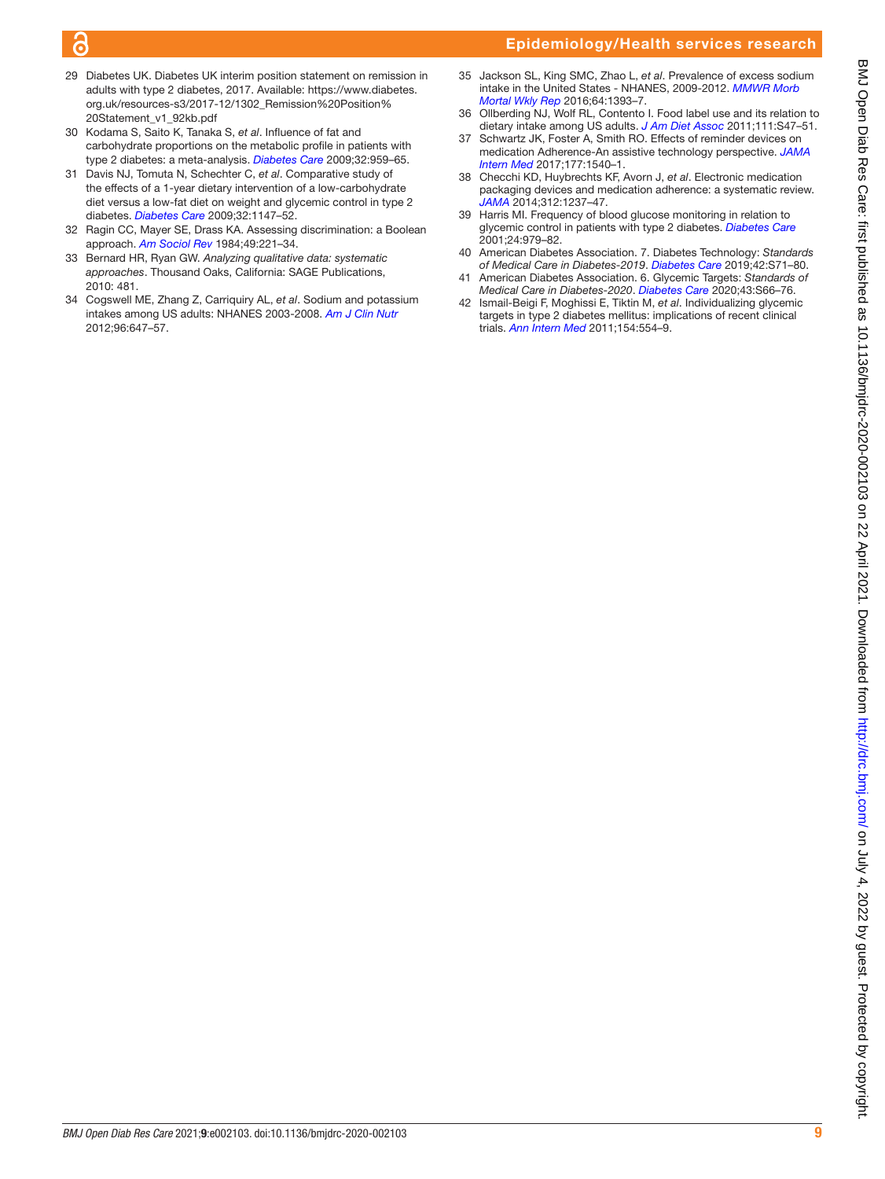29 Diabetes UK. Diabetes UK interim position statement on remission in adults with type 2 diabetes, 2017. Available: https://www.diabetes.org.uk/resources-s3/2017-12/1302_Remission%20Position%20Statement_v1_92kb.pdf

30 Kodama S, Saito K, Tanaka S, *et al*. Influence of fat and carbohydrate proportions on the metabolic profile in patients with type 2 diabetes: a meta-analysis. *Diabetes Care* 2009;32:959–65.

31 Davis NJ, Tomuta N, Schechter C, *et al*. Comparative study of the effects of a 1-year dietary intervention of a low-carbohydrate diet versus a low-fat diet on weight and glycemic control in type 2 diabetes. *Diabetes Care* 2009;32:1147–52.

32 Ragin CC, Mayer SE, Drass KA. Assessing discrimination: a Boolean approach. *Am Sociol Rev* 1984;49:221–34.

33 Bernard HR, Ryan GW. *Analyzing qualitative data: systematic approaches*. Thousand Oaks, California: SAGE Publications, 2010: 481.

34 Cogswell ME, Zhang Z, Carriquiry AL, *et al*. Sodium and potassium intakes among US adults: NHANES 2003-2008. *Am J Clin Nutr* 2012;96:647–57.

35 Jackson SL, King SMC, Zhao L, *et al*. Prevalence of excess sodium intake in the United States - NHANES, 2009-2012. *MMWR Morb Mortal Wkly Rep* 2016;64:1393–7.

36 Ollberding NJ, Wolf RL, Contento I. Food label use and its relation to dietary intake among US adults. *J Am Diet Assoc* 2011;111:S47–51.

37 Schwartz JK, Foster A, Smith RO. Effects of reminder devices on medication Adherence-An assistive technology perspective. *JAMA Intern Med* 2017;177:1540–1.

38 Checchi KD, Huybrechts KF, Avorn J, *et al*. Electronic medication packaging devices and medication adherence: a systematic review. *JAMA* 2014;312:1237–47.

39 Harris MI. Frequency of blood glucose monitoring in relation to glycemic control in patients with type 2 diabetes. *Diabetes Care* 2001;24:979–82.

40 American Diabetes Association. 7. Diabetes Technology: *Standards of Medical Care in Diabetes-2019*. *Diabetes Care* 2019;42:S71–80.

41 American Diabetes Association. 6. Glycemic Targets: *Standards of Medical Care in Diabetes-2020*. *Diabetes Care* 2020;43:S66–76.

42 Ismail-Beigi F, Moghissi E, Tiktin M, *et al*. Individualizing glycemic targets in type 2 diabetes mellitus: implications of recent clinical trials. *Ann Intern Med* 2011;154:554–9.